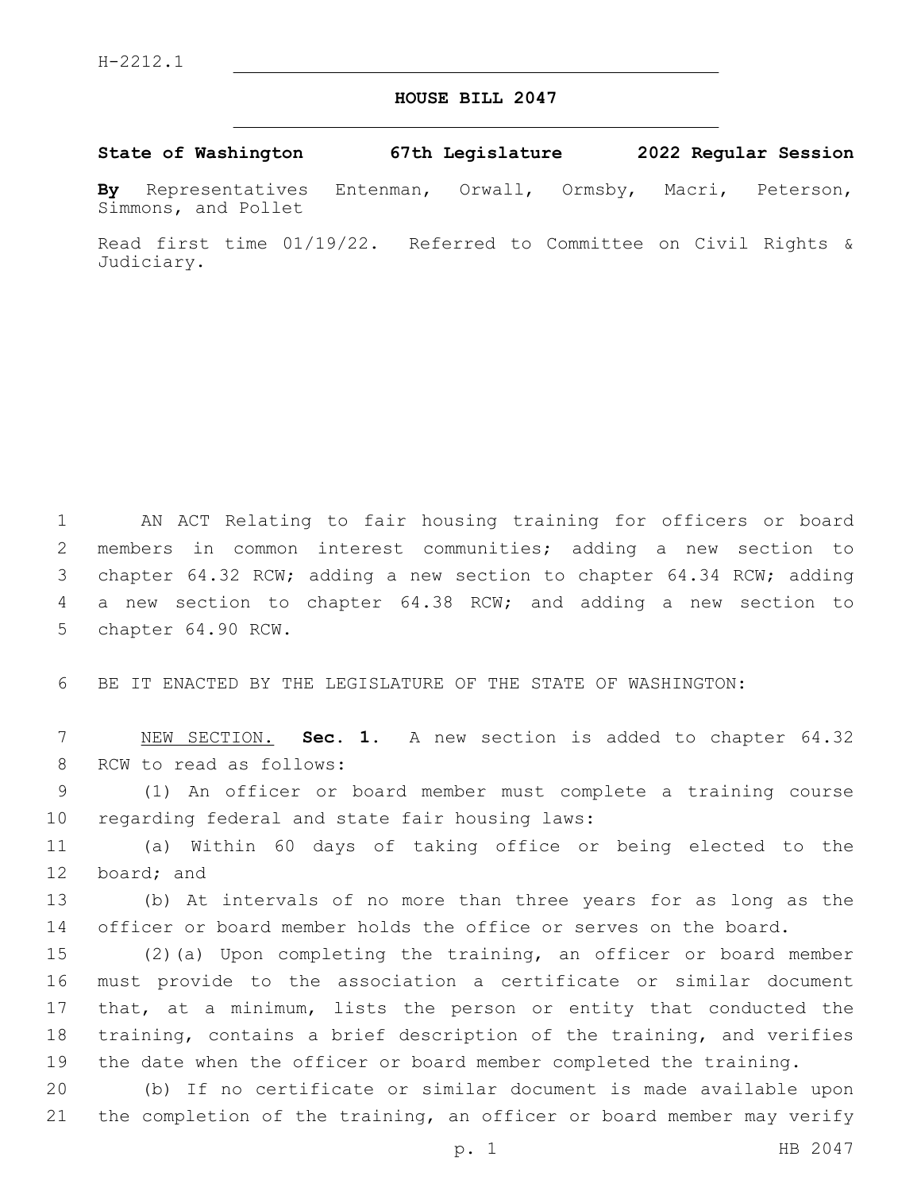H-2212.1

# HOUSE BILL 2047

**State of Washington 67th Legislature 2022 Regular Session**

**By** Representatives Entenman, Orwall, Ormsby, Macri, Peterson, Simmons, and Pollet

Read first time 01/19/22. Referred to Committee on Civil Rights & Judiciary.

AN ACT Relating to fair housing training for officers or board members in common interest communities; adding a new section to chapter 64.32 RCW; adding a new section to chapter 64.34 RCW; adding a new section to chapter 64.38 RCW; and adding a new section to chapter 64.90 RCW.

BE IT ENACTED BY THE LEGISLATURE OF THE STATE OF WASHINGTON:

NEW SECTION. **Sec. 1.** A new section is added to chapter 64.32 RCW to read as follows:

(1) An officer or board member must complete a training course regarding federal and state fair housing laws:

(a) Within 60 days of taking office or being elected to the board; and

(b) At intervals of no more than three years for as long as the officer or board member holds the office or serves on the board.

(2)(a) Upon completing the training, an officer or board member must provide to the association a certificate or similar document that, at a minimum, lists the person or entity that conducted the training, contains a brief description of the training, and verifies the date when the officer or board member completed the training.

(b) If no certificate or similar document is made available upon the completion of the training, an officer or board member may verify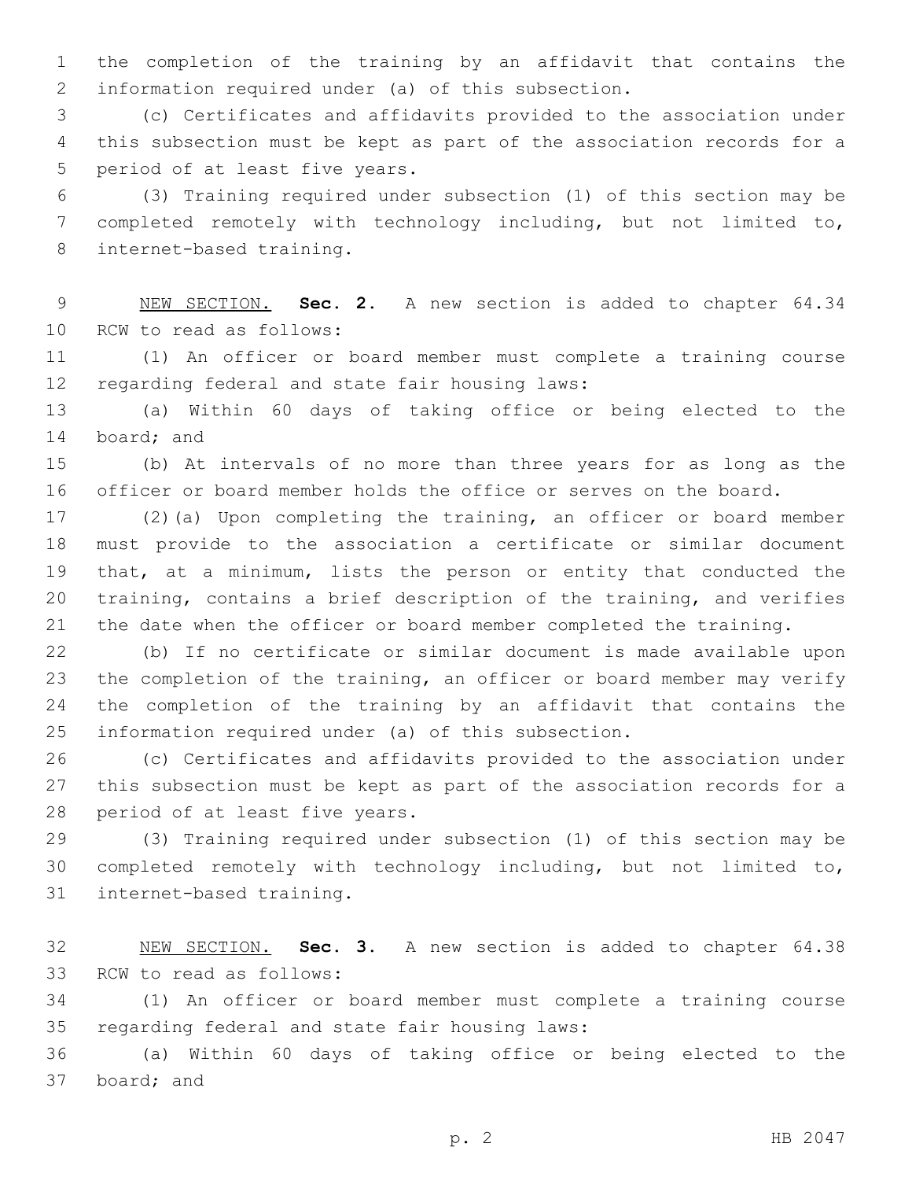the completion of the training by an affidavit that contains the information required under (a) of this subsection.

(c) Certificates and affidavits provided to the association under this subsection must be kept as part of the association records for a period of at least five years.

(3) Training required under subsection (1) of this section may be completed remotely with technology including, but not limited to, internet-based training.

NEW SECTION. **Sec. 2.** A new section is added to chapter 64.34 RCW to read as follows:

(1) An officer or board member must complete a training course regarding federal and state fair housing laws:

(a) Within 60 days of taking office or being elected to the board; and

(b) At intervals of no more than three years for as long as the officer or board member holds the office or serves on the board.

(2)(a) Upon completing the training, an officer or board member must provide to the association a certificate or similar document that, at a minimum, lists the person or entity that conducted the training, contains a brief description of the training, and verifies the date when the officer or board member completed the training.

(b) If no certificate or similar document is made available upon the completion of the training, an officer or board member may verify the completion of the training by an affidavit that contains the information required under (a) of this subsection.

(c) Certificates and affidavits provided to the association under this subsection must be kept as part of the association records for a period of at least five years.

(3) Training required under subsection (1) of this section may be completed remotely with technology including, but not limited to, internet-based training.

NEW SECTION. **Sec. 3.** A new section is added to chapter 64.38 RCW to read as follows:

(1) An officer or board member must complete a training course regarding federal and state fair housing laws:

(a) Within 60 days of taking office or being elected to the board; and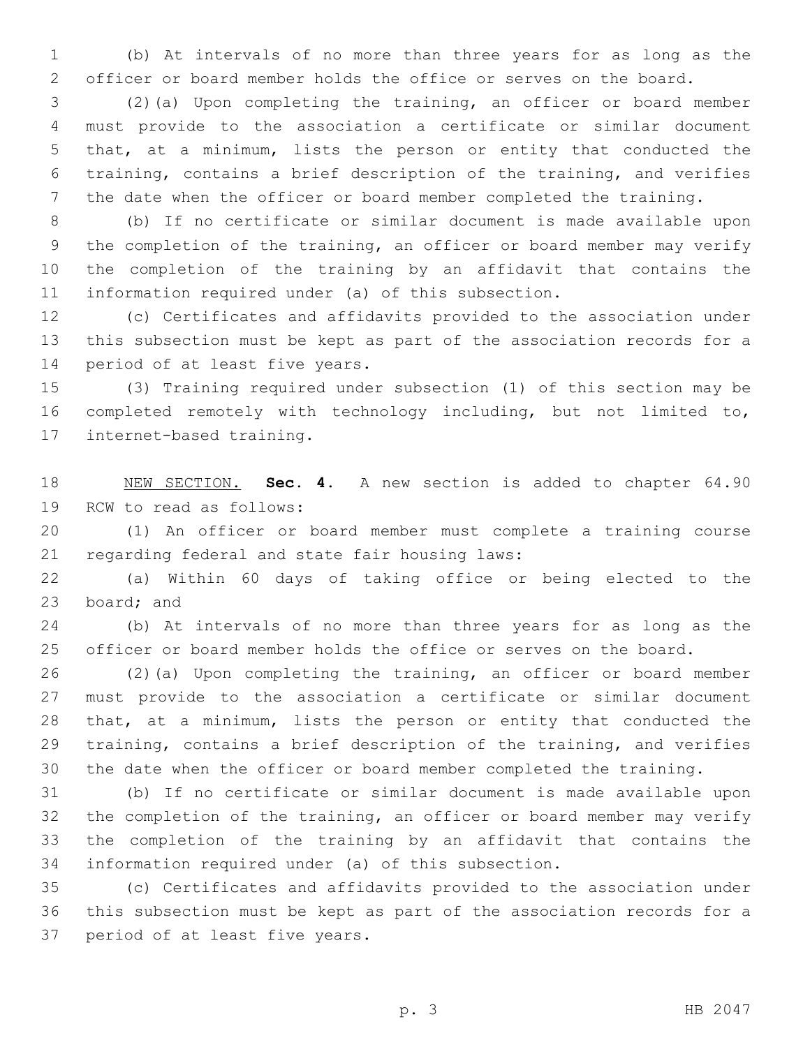(b) At intervals of no more than three years for as long as the officer or board member holds the office or serves on the board.

(2)(a) Upon completing the training, an officer or board member must provide to the association a certificate or similar document that, at a minimum, lists the person or entity that conducted the training, contains a brief description of the training, and verifies the date when the officer or board member completed the training.

(b) If no certificate or similar document is made available upon the completion of the training, an officer or board member may verify the completion of the training by an affidavit that contains the information required under (a) of this subsection.

(c) Certificates and affidavits provided to the association under this subsection must be kept as part of the association records for a period of at least five years.

(3) Training required under subsection (1) of this section may be completed remotely with technology including, but not limited to, internet-based training.

NEW SECTION. **Sec. 4.** A new section is added to chapter 64.90 RCW to read as follows:

(1) An officer or board member must complete a training course regarding federal and state fair housing laws:

(a) Within 60 days of taking office or being elected to the board; and

(b) At intervals of no more than three years for as long as the officer or board member holds the office or serves on the board.

(2)(a) Upon completing the training, an officer or board member must provide to the association a certificate or similar document that, at a minimum, lists the person or entity that conducted the training, contains a brief description of the training, and verifies the date when the officer or board member completed the training.

(b) If no certificate or similar document is made available upon the completion of the training, an officer or board member may verify the completion of the training by an affidavit that contains the information required under (a) of this subsection.

(c) Certificates and affidavits provided to the association under this subsection must be kept as part of the association records for a period of at least five years.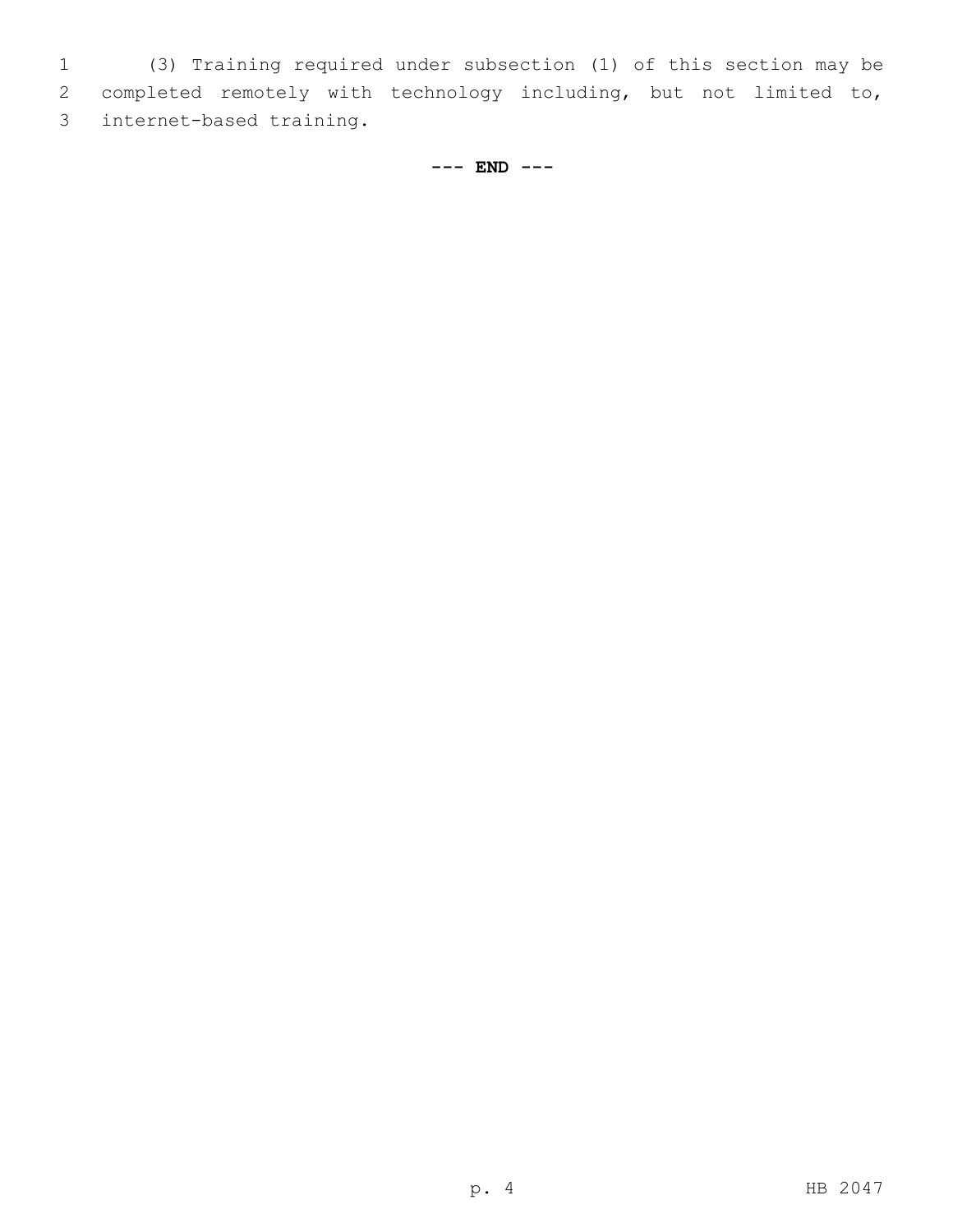(3) Training required under subsection (1) of this section may be completed remotely with technology including, but not limited to, internet-based training.

**--- END ---**